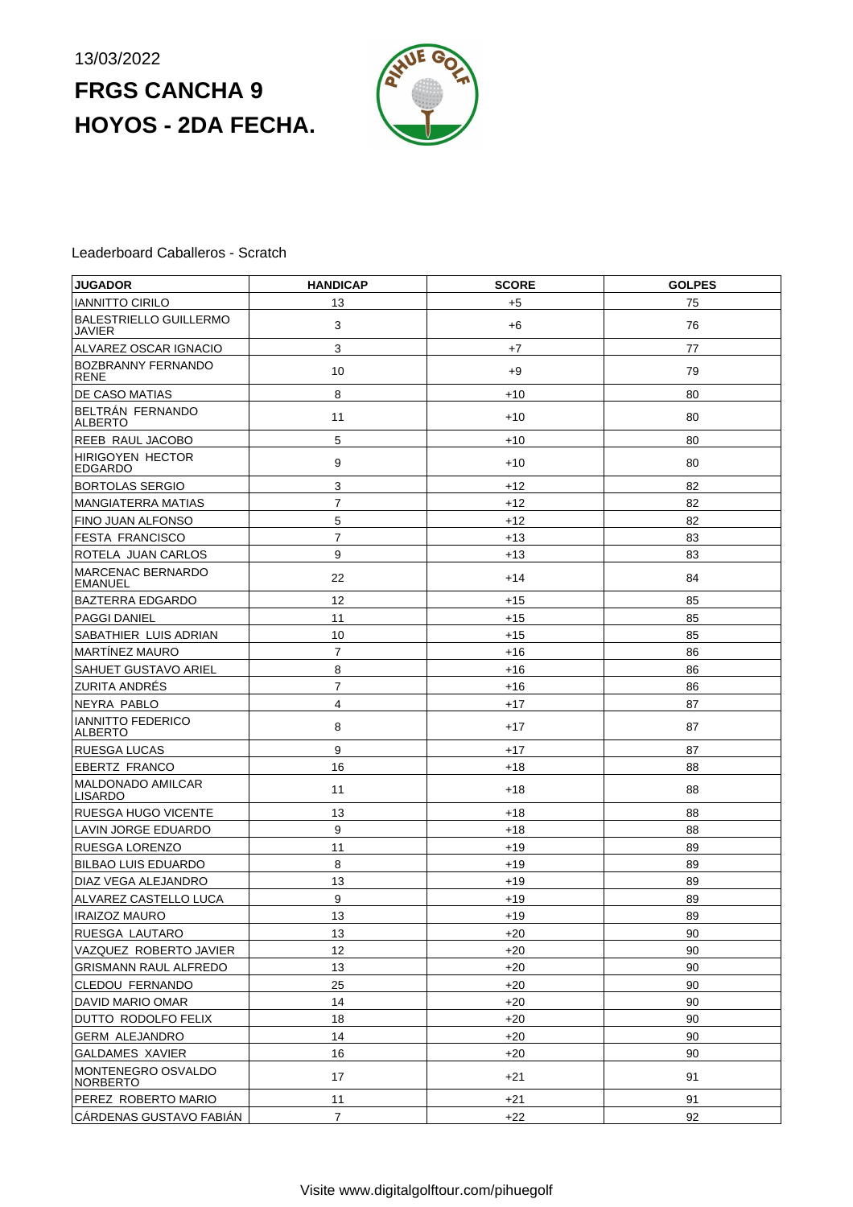13/03/2022

# FRGS CANCHA 9 HOYOS - 2DA FECHA.

Leaderboard Caballeros - Scratch

| JUGADOR | HANDICAP | SCORE | GOLPES |
|---|---|---|---|
| IANNITTO CIRILO | 13 | +5 | 75 |
| BALESTRIELLO GUILLERMO JAVIER | 3 | +6 | 76 |
| ALVAREZ OSCAR IGNACIO | 3 | +7 | 77 |
| BOZBRANNY FERNANDO RENE | 10 | +9 | 79 |
| DE CASO MATIAS | 8 | +10 | 80 |
| BELTRÁN FERNANDO ALBERTO | 11 | +10 | 80 |
| REEB RAUL JACOBO | 5 | +10 | 80 |
| HIRIGOYEN HECTOR EDGARDO | 9 | +10 | 80 |
| BORTOLAS SERGIO | 3 | +12 | 82 |
| MANGIATERRA MATIAS | 7 | +12 | 82 |
| FINO JUAN ALFONSO | 5 | +12 | 82 |
| FESTA FRANCISCO | 7 | +13 | 83 |
| ROTELA JUAN CARLOS | 9 | +13 | 83 |
| MARCENAC BERNARDO EMANUEL | 22 | +14 | 84 |
| BAZTERRA EDGARDO | 12 | +15 | 85 |
| PAGGI DANIEL | 11 | +15 | 85 |
| SABATHIER LUIS ADRIAN | 10 | +15 | 85 |
| MARTÍNEZ MAURO | 7 | +16 | 86 |
| SAHUET GUSTAVO ARIEL | 8 | +16 | 86 |
| ZURITA ANDRÉS | 7 | +16 | 86 |
| NEYRA PABLO | 4 | +17 | 87 |
| IANNITTO FEDERICO ALBERTO | 8 | +17 | 87 |
| RUESGA LUCAS | 9 | +17 | 87 |
| EBERTZ FRANCO | 16 | +18 | 88 |
| MALDONADO AMILCAR LISARDO | 11 | +18 | 88 |
| RUESGA HUGO VICENTE | 13 | +18 | 88 |
| LAVIN JORGE EDUARDO | 9 | +18 | 88 |
| RUESGA LORENZO | 11 | +19 | 89 |
| BILBAO LUIS EDUARDO | 8 | +19 | 89 |
| DIAZ VEGA ALEJANDRO | 13 | +19 | 89 |
| ALVAREZ CASTELLO LUCA | 9 | +19 | 89 |
| IRAIZOZ MAURO | 13 | +19 | 89 |
| RUESGA LAUTARO | 13 | +20 | 90 |
| VAZQUEZ ROBERTO JAVIER | 12 | +20 | 90 |
| GRISMANN RAUL ALFREDO | 13 | +20 | 90 |
| CLEDOU FERNANDO | 25 | +20 | 90 |
| DAVID MARIO OMAR | 14 | +20 | 90 |
| DUTTO RODOLFO FELIX | 18 | +20 | 90 |
| GERM ALEJANDRO | 14 | +20 | 90 |
| GALDAMES XAVIER | 16 | +20 | 90 |
| MONTENEGRO OSVALDO NORBERTO | 17 | +21 | 91 |
| PEREZ ROBERTO MARIO | 11 | +21 | 91 |
| CÁRDENAS GUSTAVO FABIÁN | 7 | +22 | 92 |

Visite www.digitalgolftour.com/pihuegolf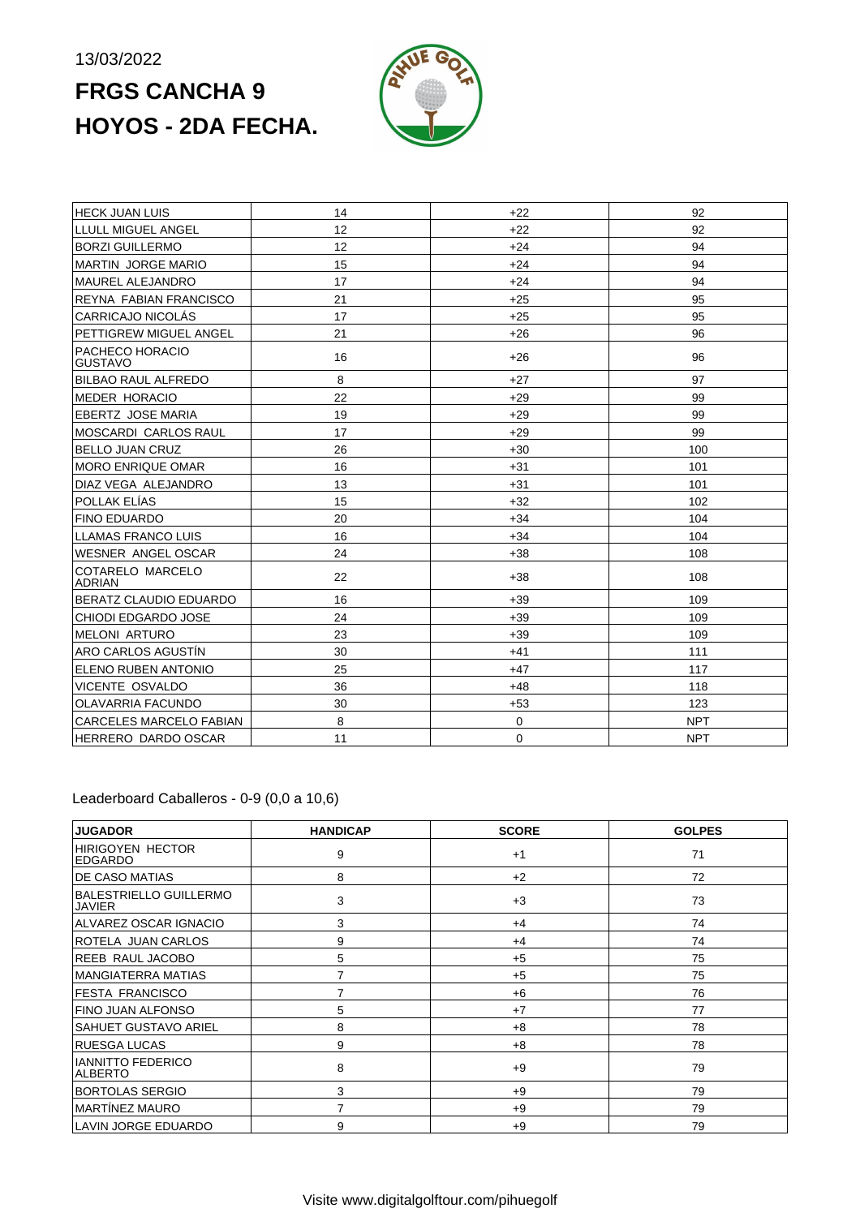13/03/2022

# FRGS CANCHA 9 HOYOS - 2DA FECHA.

| | | | |
|---|---|---|---|
| HECK JUAN LUIS | 14 | +22 | 92 |
| LLULL MIGUEL ANGEL | 12 | +22 | 92 |
| BORZI GUILLERMO | 12 | +24 | 94 |
| MARTIN JORGE MARIO | 15 | +24 | 94 |
| MAUREL ALEJANDRO | 17 | +24 | 94 |
| REYNA FABIAN FRANCISCO | 21 | +25 | 95 |
| CARRICAJO NICOLÁS | 17 | +25 | 95 |
| PETTIGREW MIGUEL ANGEL | 21 | +26 | 96 |
| PACHECO HORACIO GUSTAVO | 16 | +26 | 96 |
| BILBAO RAUL ALFREDO | 8 | +27 | 97 |
| MEDER HORACIO | 22 | +29 | 99 |
| EBERTZ JOSE MARIA | 19 | +29 | 99 |
| MOSCARDI CARLOS RAUL | 17 | +29 | 99 |
| BELLO JUAN CRUZ | 26 | +30 | 100 |
| MORO ENRIQUE OMAR | 16 | +31 | 101 |
| DIAZ VEGA ALEJANDRO | 13 | +31 | 101 |
| POLLAK ELÍAS | 15 | +32 | 102 |
| FINO EDUARDO | 20 | +34 | 104 |
| LLAMAS FRANCO LUIS | 16 | +34 | 104 |
| WESNER ANGEL OSCAR | 24 | +38 | 108 |
| COTARELO MARCELO ADRIAN | 22 | +38 | 108 |
| BERATZ CLAUDIO EDUARDO | 16 | +39 | 109 |
| CHIODI EDGARDO JOSE | 24 | +39 | 109 |
| MELONI ARTURO | 23 | +39 | 109 |
| ARO CARLOS AGUSTÍN | 30 | +41 | 111 |
| ELENO RUBEN ANTONIO | 25 | +47 | 117 |
| VICENTE OSVALDO | 36 | +48 | 118 |
| OLAVARRIA FACUNDO | 30 | +53 | 123 |
| CARCELES MARCELO FABIAN | 8 | 0 | NPT |
| HERRERO DARDO OSCAR | 11 | 0 | NPT |

Leaderboard Caballeros - 0-9 (0,0 a 10,6)

| JUGADOR | HANDICAP | SCORE | GOLPES |
|---|---|---|---|
| HIRIGOYEN HECTOR EDGARDO | 9 | +1 | 71 |
| DE CASO MATIAS | 8 | +2 | 72 |
| BALESTRIELLO GUILLERMO JAVIER | 3 | +3 | 73 |
| ALVAREZ OSCAR IGNACIO | 3 | +4 | 74 |
| ROTELA JUAN CARLOS | 9 | +4 | 74 |
| REEB RAUL JACOBO | 5 | +5 | 75 |
| MANGIATERRA MATIAS | 7 | +5 | 75 |
| FESTA FRANCISCO | 7 | +6 | 76 |
| FINO JUAN ALFONSO | 5 | +7 | 77 |
| SAHUET GUSTAVO ARIEL | 8 | +8 | 78 |
| RUESGA LUCAS | 9 | +8 | 78 |
| IANNITTO FEDERICO ALBERTO | 8 | +9 | 79 |
| BORTOLAS SERGIO | 3 | +9 | 79 |
| MARTÍNEZ MAURO | 7 | +9 | 79 |
| LAVIN JORGE EDUARDO | 9 | +9 | 79 |

Visite www.digitalgolftour.com/pihuegolf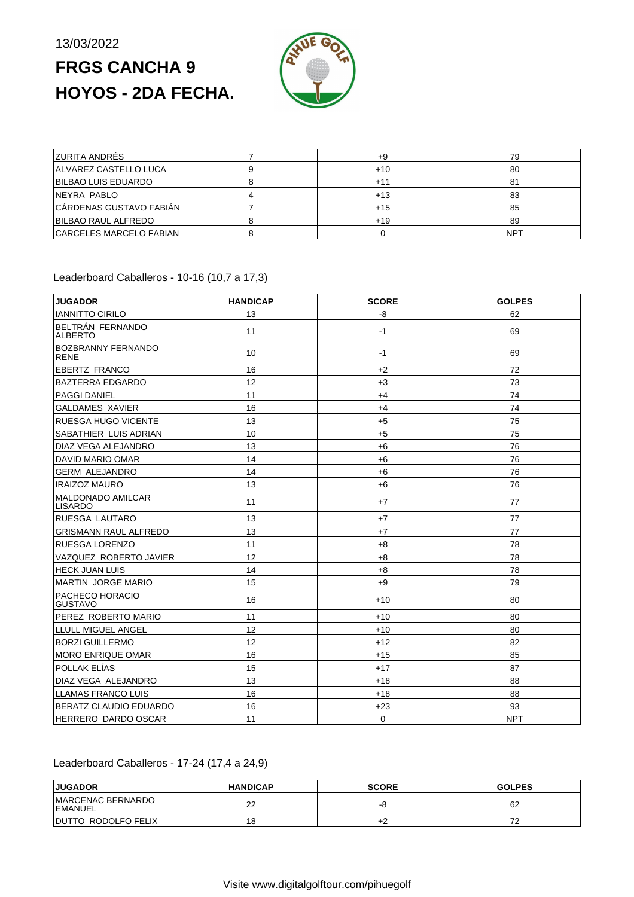13/03/2022

# FRGS CANCHA 9 HOYOS - 2DA FECHA.

| | | | |
|---|---|---|---|
| ZURITA ANDRÉS | 7 | +9 | 79 |
| ALVAREZ CASTELLO LUCA | 9 | +10 | 80 |
| BILBAO LUIS EDUARDO | 8 | +11 | 81 |
| NEYRA PABLO | 4 | +13 | 83 |
| CÁRDENAS GUSTAVO FABIÁN | 7 | +15 | 85 |
| BILBAO RAUL ALFREDO | 8 | +19 | 89 |
| CARCELES MARCELO FABIAN | 8 | 0 | NPT |

Leaderboard Caballeros - 10-16 (10,7 a 17,3)

| JUGADOR | HANDICAP | SCORE | GOLPES |
|---|---|---|---|
| IANNITTO CIRILO | 13 | -8 | 62 |
| BELTRÁN FERNANDO ALBERTO | 11 | -1 | 69 |
| BOZBRANNY FERNANDO RENE | 10 | -1 | 69 |
| EBERTZ FRANCO | 16 | +2 | 72 |
| BAZTERRA EDGARDO | 12 | +3 | 73 |
| PAGGI DANIEL | 11 | +4 | 74 |
| GALDAMES XAVIER | 16 | +4 | 74 |
| RUESGA HUGO VICENTE | 13 | +5 | 75 |
| SABATHIER LUIS ADRIAN | 10 | +5 | 75 |
| DIAZ VEGA ALEJANDRO | 13 | +6 | 76 |
| DAVID MARIO OMAR | 14 | +6 | 76 |
| GERM ALEJANDRO | 14 | +6 | 76 |
| IRAIZOZ MAURO | 13 | +6 | 76 |
| MALDONADO AMILCAR LISARDO | 11 | +7 | 77 |
| RUESGA LAUTARO | 13 | +7 | 77 |
| GRISMANN RAUL ALFREDO | 13 | +7 | 77 |
| RUESGA LORENZO | 11 | +8 | 78 |
| VAZQUEZ ROBERTO JAVIER | 12 | +8 | 78 |
| HECK JUAN LUIS | 14 | +8 | 78 |
| MARTIN JORGE MARIO | 15 | +9 | 79 |
| PACHECO HORACIO GUSTAVO | 16 | +10 | 80 |
| PEREZ ROBERTO MARIO | 11 | +10 | 80 |
| LLULL MIGUEL ANGEL | 12 | +10 | 80 |
| BORZI GUILLERMO | 12 | +12 | 82 |
| MORO ENRIQUE OMAR | 16 | +15 | 85 |
| POLLAK ELÍAS | 15 | +17 | 87 |
| DIAZ VEGA ALEJANDRO | 13 | +18 | 88 |
| LLAMAS FRANCO LUIS | 16 | +18 | 88 |
| BERATZ CLAUDIO EDUARDO | 16 | +23 | 93 |
| HERRERO DARDO OSCAR | 11 | 0 | NPT |

Leaderboard Caballeros - 17-24 (17,4 a 24,9)

| JUGADOR | HANDICAP | SCORE | GOLPES |
|---|---|---|---|
| MARCENAC BERNARDO EMANUEL | 22 | -8 | 62 |
| DUTTO RODOLFO FELIX | 18 | +2 | 72 |

Visite www.digitalgolftour.com/pihuegolf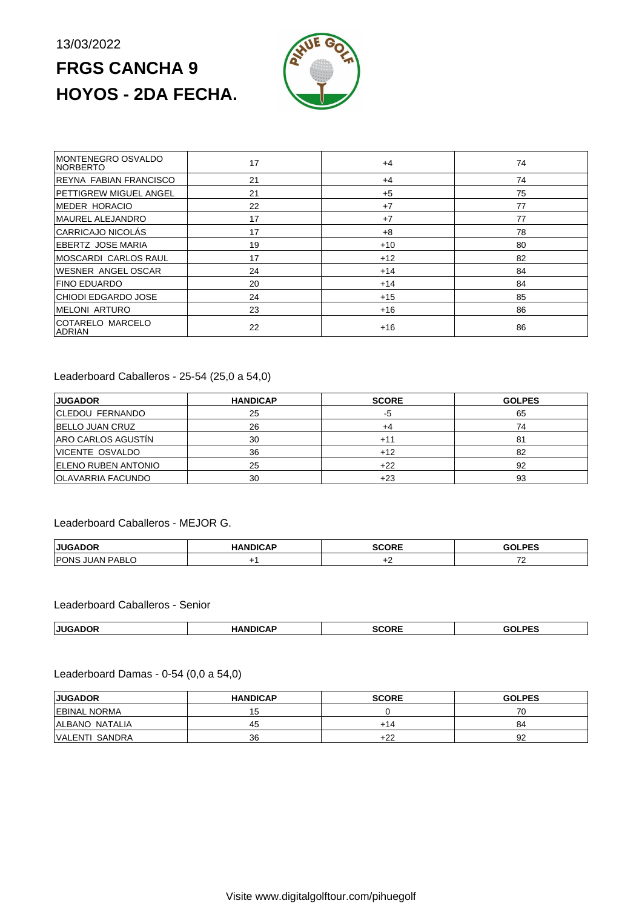13/03/2022

# FRGS CANCHA 9 HOYOS - 2DA FECHA.

| | | | |
|---|---|---|---|
| MONTENEGRO OSVALDO NORBERTO | 17 | +4 | 74 |
| REYNA FABIAN FRANCISCO | 21 | +4 | 74 |
| PETTIGREW MIGUEL ANGEL | 21 | +5 | 75 |
| MEDER HORACIO | 22 | +7 | 77 |
| MAUREL ALEJANDRO | 17 | +7 | 77 |
| CARRICAJO NICOLÁS | 17 | +8 | 78 |
| EBERTZ JOSE MARIA | 19 | +10 | 80 |
| MOSCARDI CARLOS RAUL | 17 | +12 | 82 |
| WESNER ANGEL OSCAR | 24 | +14 | 84 |
| FINO EDUARDO | 20 | +14 | 84 |
| CHIODI EDGARDO JOSE | 24 | +15 | 85 |
| MELONI ARTURO | 23 | +16 | 86 |
| COTARELO MARCELO ADRIAN | 22 | +16 | 86 |

Leaderboard Caballeros - 25-54 (25,0 a 54,0)

| JUGADOR | HANDICAP | SCORE | GOLPES |
|---|---|---|---|
| CLEDOU FERNANDO | 25 | -5 | 65 |
| BELLO JUAN CRUZ | 26 | +4 | 74 |
| ARO CARLOS AGUSTÍN | 30 | +11 | 81 |
| VICENTE OSVALDO | 36 | +12 | 82 |
| ELENO RUBEN ANTONIO | 25 | +22 | 92 |
| OLAVARRIA FACUNDO | 30 | +23 | 93 |

Leaderboard Caballeros - MEJOR G.

| JUGADOR | HANDICAP | SCORE | GOLPES |
|---|---|---|---|
| PONS JUAN PABLO | +1 | +2 | 72 |

Leaderboard Caballeros - Senior

| JUGADOR | HANDICAP | SCORE | GOLPES |
|---|---|---|---|

Leaderboard Damas - 0-54 (0,0 a 54,0)

| JUGADOR | HANDICAP | SCORE | GOLPES |
|---|---|---|---|
| EBINAL NORMA | 15 | 0 | 70 |
| ALBANO NATALIA | 45 | +14 | 84 |
| VALENTI SANDRA | 36 | +22 | 92 |

Visite www.digitalgolftour.com/pihuegolf